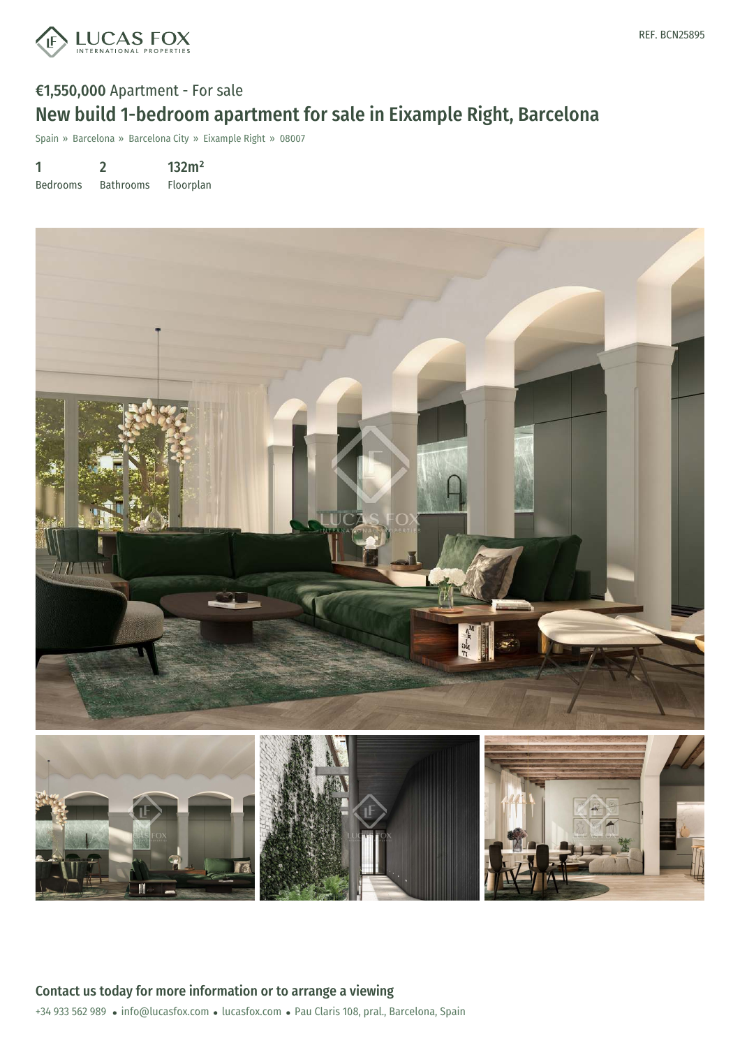REF. BCN25895

**€1,550,000** Apartment - For sale

# New build 1-bedroom apartment for sale in Eixample Right, Barcelona

Spain » Barcelona » Barcelona City » Eixample Right » 08007

| 1 | 2 | 132m² |
|---|---|---|
| Bedrooms | Bathrooms | Floorplan |

## Contact us today for more information or to arrange a viewing

+34 933 562 989 • info@lucasfox.com • lucasfox.com • Pau Claris 108, pral., Barcelona, Spain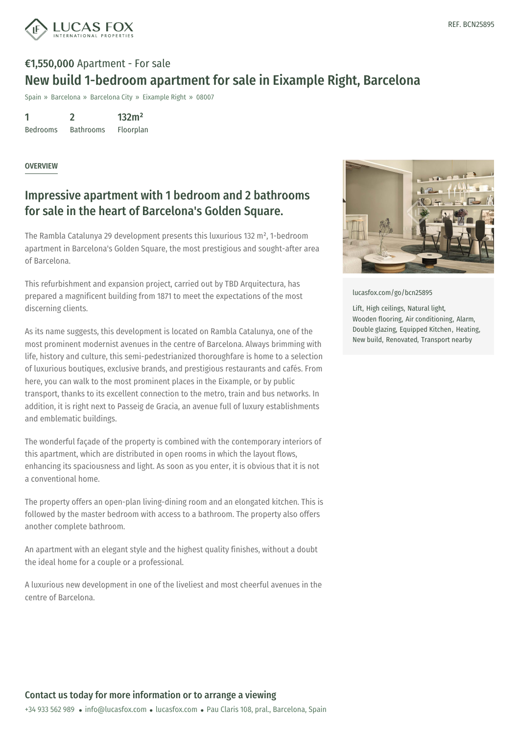REF. BCN25895

**€1,550,000** Apartment - For sale

# New build 1-bedroom apartment for sale in Eixample Right, Barcelona

Spain » Barcelona » Barcelona City » Eixample Right » 08007

| 1 | 2 | 132m² |
| --- | --- | --- |
| Bedrooms | Bathrooms | Floorplan |

OVERVIEW

## Impressive apartment with 1 bedroom and 2 bathrooms for sale in the heart of Barcelona's Golden Square.

The Rambla Catalunya 29 development presents this luxurious 132 m², 1-bedroom apartment in Barcelona's Golden Square, the most prestigious and sought-after area of Barcelona.

This refurbishment and expansion project, carried out by TBD Arquitectura, has prepared a magnificent building from 1871 to meet the expectations of the most discerning clients.

As its name suggests, this development is located on Rambla Catalunya, one of the most prominent modernist avenues in the centre of Barcelona. Always brimming with life, history and culture, this semi-pedestrianized thoroughfare is home to a selection of luxurious boutiques, exclusive brands, and prestigious restaurants and cafés. From here, you can walk to the most prominent places in the Eixample, or by public transport, thanks to its excellent connection to the metro, train and bus networks. In addition, it is right next to Passeig de Gracia, an avenue full of luxury establishments and emblematic buildings.

The wonderful façade of the property is combined with the contemporary interiors of this apartment, which are distributed in open rooms in which the layout flows, enhancing its spaciousness and light. As soon as you enter, it is obvious that it is not a conventional home.

The property offers an open-plan living-dining room and an elongated kitchen. This is followed by the master bedroom with access to a bathroom. The property also offers another complete bathroom.

An apartment with an elegant style and the highest quality finishes, without a doubt the ideal home for a couple or a professional.

A luxurious new development in one of the liveliest and most cheerful avenues in the centre of Barcelona.

lucasfox.com/go/bcn25895

Lift, High ceilings, Natural light, Wooden flooring, Air conditioning, Alarm, Double glazing, Equipped Kitchen, Heating, New build, Renovated, Transport nearby

## Contact us today for more information or to arrange a viewing

+34 933 562 989 • info@lucasfox.com • lucasfox.com • Pau Claris 108, pral., Barcelona, Spain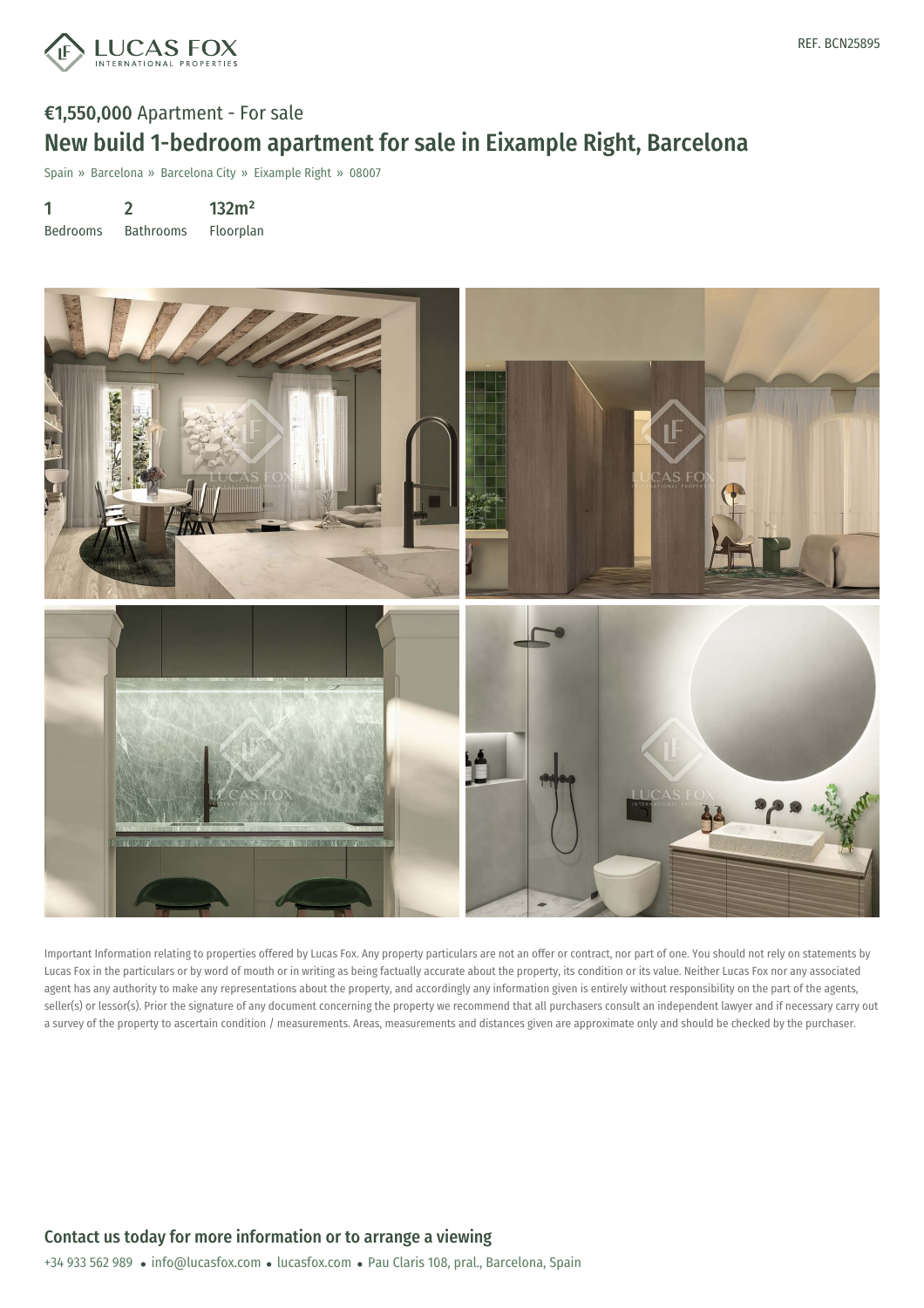REF. BCN25895

**€1,550,000** Apartment - For sale

# New build 1-bedroom apartment for sale in Eixample Right, Barcelona

Spain » Barcelona » Barcelona City » Eixample Right » 08007

| 1 | 2 | 132m² |
| --- | --- | --- |
| Bedrooms | Bathrooms | Floorplan |

Important Information relating to properties offered by Lucas Fox. Any property particulars are not an offer or contract, nor part of one. You should not rely on statements by Lucas Fox in the particulars or by word of mouth or in writing as being factually accurate about the property, its condition or its value. Neither Lucas Fox nor any associated agent has any authority to make any representations about the property, and accordingly any information given is entirely without responsibility on the part of the agents, seller(s) or lessor(s). Prior the signature of any document concerning the property we recommend that all purchasers consult an independent lawyer and if necessary carry out a survey of the property to ascertain condition / measurements. Areas, measurements and distances given are approximate only and should be checked by the purchaser.

## Contact us today for more information or to arrange a viewing

+34 933 562 989 • info@lucasfox.com • lucasfox.com • Pau Claris 108, pral., Barcelona, Spain